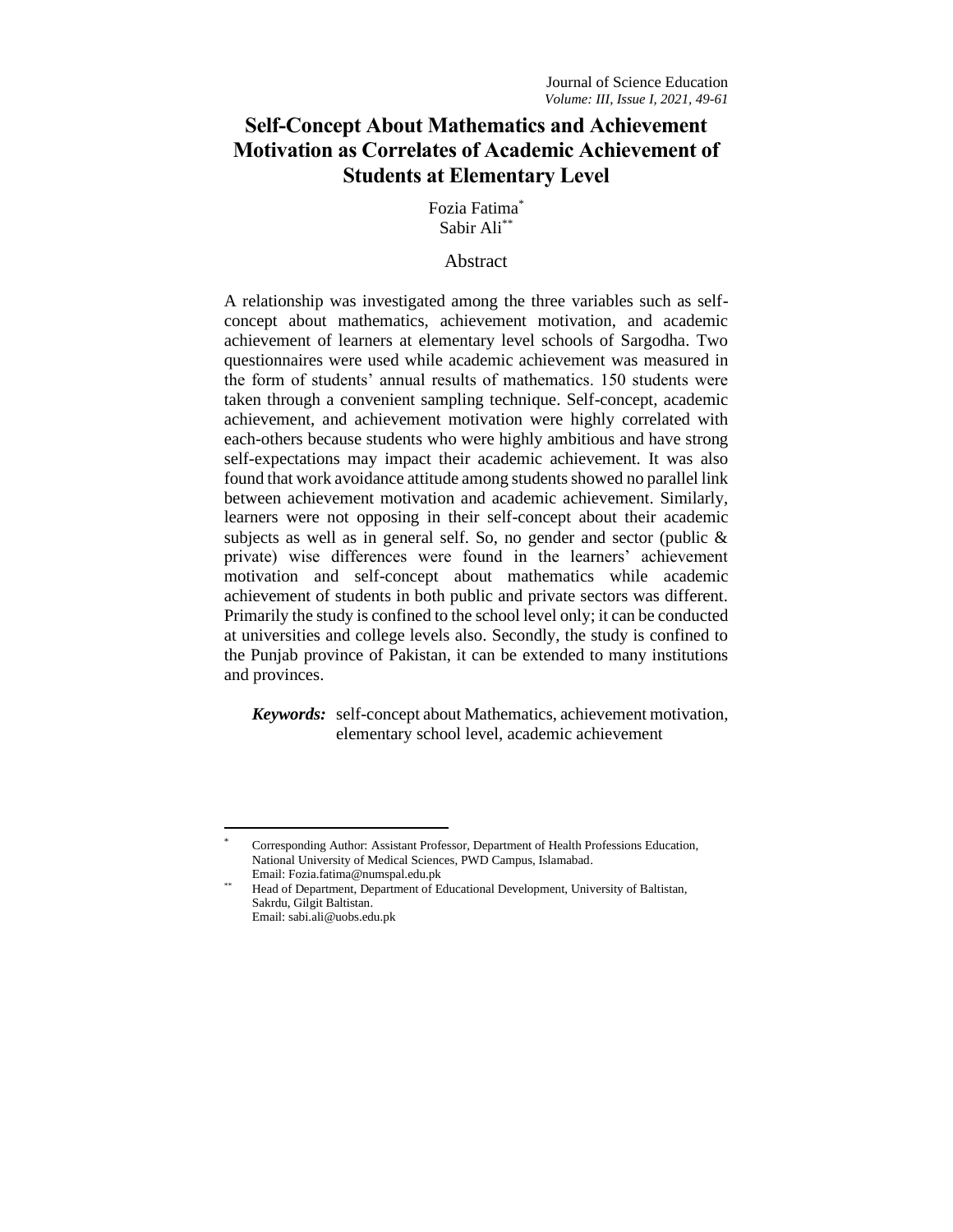# Self-Concept About Mathematics and Achievement Motivation as Correlates of Academic Achievement of Students at Elementary Level

Fozia Fatima[*]
Sabir Ali[**]

## Abstract

A relationship was investigated among the three variables such as self-concept about mathematics, achievement motivation, and academic achievement of learners at elementary level schools of Sargodha. Two questionnaires were used while academic achievement was measured in the form of students' annual results of mathematics. 150 students were taken through a convenient sampling technique. Self-concept, academic achievement, and achievement motivation were highly correlated with each-others because students who were highly ambitious and have strong self-expectations may impact their academic achievement. It was also found that work avoidance attitude among students showed no parallel link between achievement motivation and academic achievement. Similarly, learners were not opposing in their self-concept about their academic subjects as well as in general self. So, no gender and sector (public & private) wise differences were found in the learners' achievement motivation and self-concept about mathematics while academic achievement of students in both public and private sectors was different. Primarily the study is confined to the school level only; it can be conducted at universities and college levels also. Secondly, the study is confined to the Punjab province of Pakistan, it can be extended to many institutions and provinces.

***Keywords:*** self-concept about Mathematics, achievement motivation, elementary school level, academic achievement

---

[*] Corresponding Author: Assistant Professor, Department of Health Professions Education, National University of Medical Sciences, PWD Campus, Islamabad. Email: Fozia.fatima@numspal.edu.pk

[**] Head of Department, Department of Educational Development, University of Baltistan, Sakrdu, Gilgit Baltistan. Email: sabi.ali@uobs.edu.pk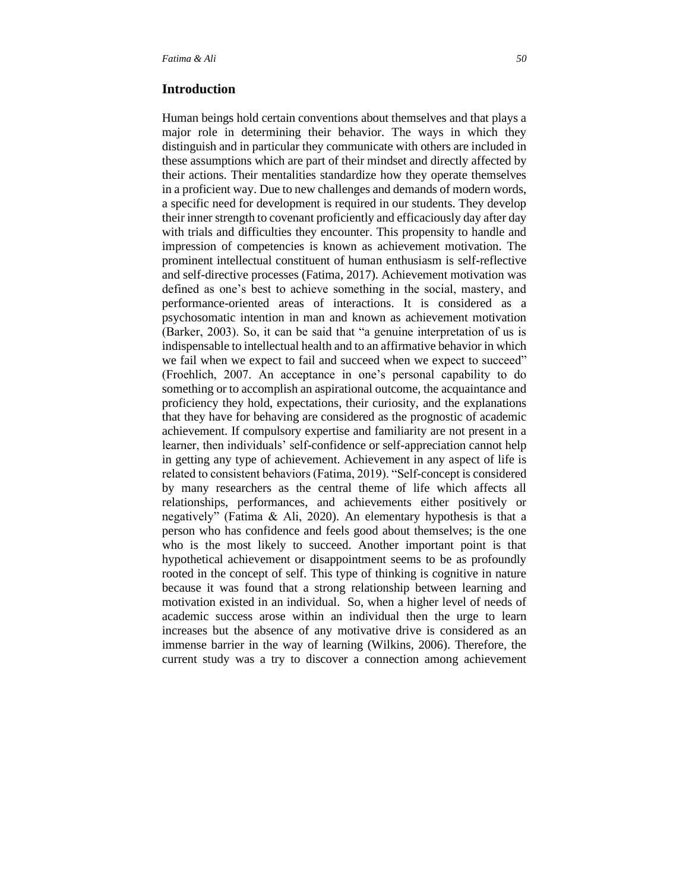## Introduction

Human beings hold certain conventions about themselves and that plays a major role in determining their behavior. The ways in which they distinguish and in particular they communicate with others are included in these assumptions which are part of their mindset and directly affected by their actions. Their mentalities standardize how they operate themselves in a proficient way. Due to new challenges and demands of modern words, a specific need for development is required in our students. They develop their inner strength to covenant proficiently and efficaciously day after day with trials and difficulties they encounter. This propensity to handle and impression of competencies is known as achievement motivation. The prominent intellectual constituent of human enthusiasm is self-reflective and self-directive processes (Fatima, 2017). Achievement motivation was defined as one's best to achieve something in the social, mastery, and performance-oriented areas of interactions. It is considered as a psychosomatic intention in man and known as achievement motivation (Barker, 2003). So, it can be said that "a genuine interpretation of us is indispensable to intellectual health and to an affirmative behavior in which we fail when we expect to fail and succeed when we expect to succeed" (Froehlich, 2007. An acceptance in one's personal capability to do something or to accomplish an aspirational outcome, the acquaintance and proficiency they hold, expectations, their curiosity, and the explanations that they have for behaving are considered as the prognostic of academic achievement. If compulsory expertise and familiarity are not present in a learner, then individuals' self-confidence or self-appreciation cannot help in getting any type of achievement. Achievement in any aspect of life is related to consistent behaviors (Fatima, 2019). "Self-concept is considered by many researchers as the central theme of life which affects all relationships, performances, and achievements either positively or negatively" (Fatima & Ali, 2020). An elementary hypothesis is that a person who has confidence and feels good about themselves; is the one who is the most likely to succeed. Another important point is that hypothetical achievement or disappointment seems to be as profoundly rooted in the concept of self. This type of thinking is cognitive in nature because it was found that a strong relationship between learning and motivation existed in an individual. So, when a higher level of needs of academic success arose within an individual then the urge to learn increases but the absence of any motivative drive is considered as an immense barrier in the way of learning (Wilkins, 2006). Therefore, the current study was a try to discover a connection among achievement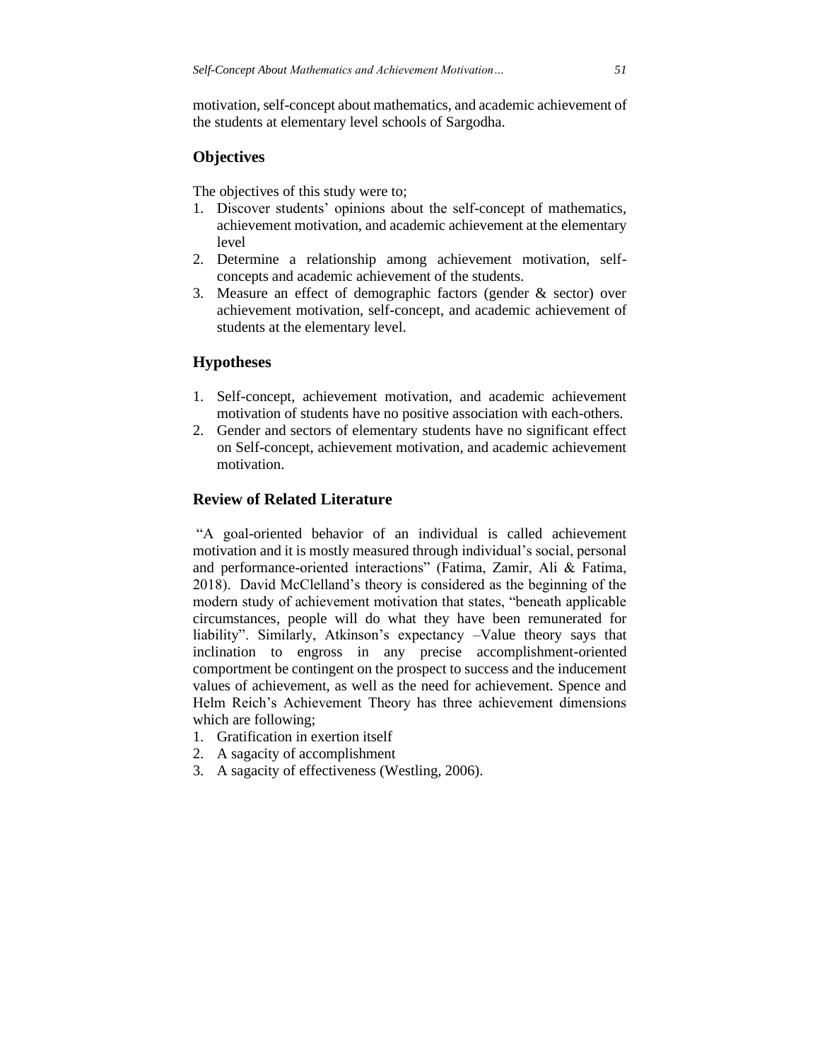motivation, self-concept about mathematics, and academic achievement of the students at elementary level schools of Sargodha.

## Objectives

The objectives of this study were to;

1. Discover students' opinions about the self-concept of mathematics, achievement motivation, and academic achievement at the elementary level
2. Determine a relationship among achievement motivation, self-concepts and academic achievement of the students.
3. Measure an effect of demographic factors (gender & sector) over achievement motivation, self-concept, and academic achievement of students at the elementary level.

## Hypotheses

1. Self-concept, achievement motivation, and academic achievement motivation of students have no positive association with each-others.
2. Gender and sectors of elementary students have no significant effect on Self-concept, achievement motivation, and academic achievement motivation.

## Review of Related Literature

"A goal-oriented behavior of an individual is called achievement motivation and it is mostly measured through individual's social, personal and performance-oriented interactions" (Fatima, Zamir, Ali & Fatima, 2018). David McClelland's theory is considered as the beginning of the modern study of achievement motivation that states, "beneath applicable circumstances, people will do what they have been remunerated for liability". Similarly, Atkinson's expectancy –Value theory says that inclination to engross in any precise accomplishment-oriented comportment be contingent on the prospect to success and the inducement values of achievement, as well as the need for achievement. Spence and Helm Reich's Achievement Theory has three achievement dimensions which are following;

1. Gratification in exertion itself
2. A sagacity of accomplishment
3. A sagacity of effectiveness (Westling, 2006).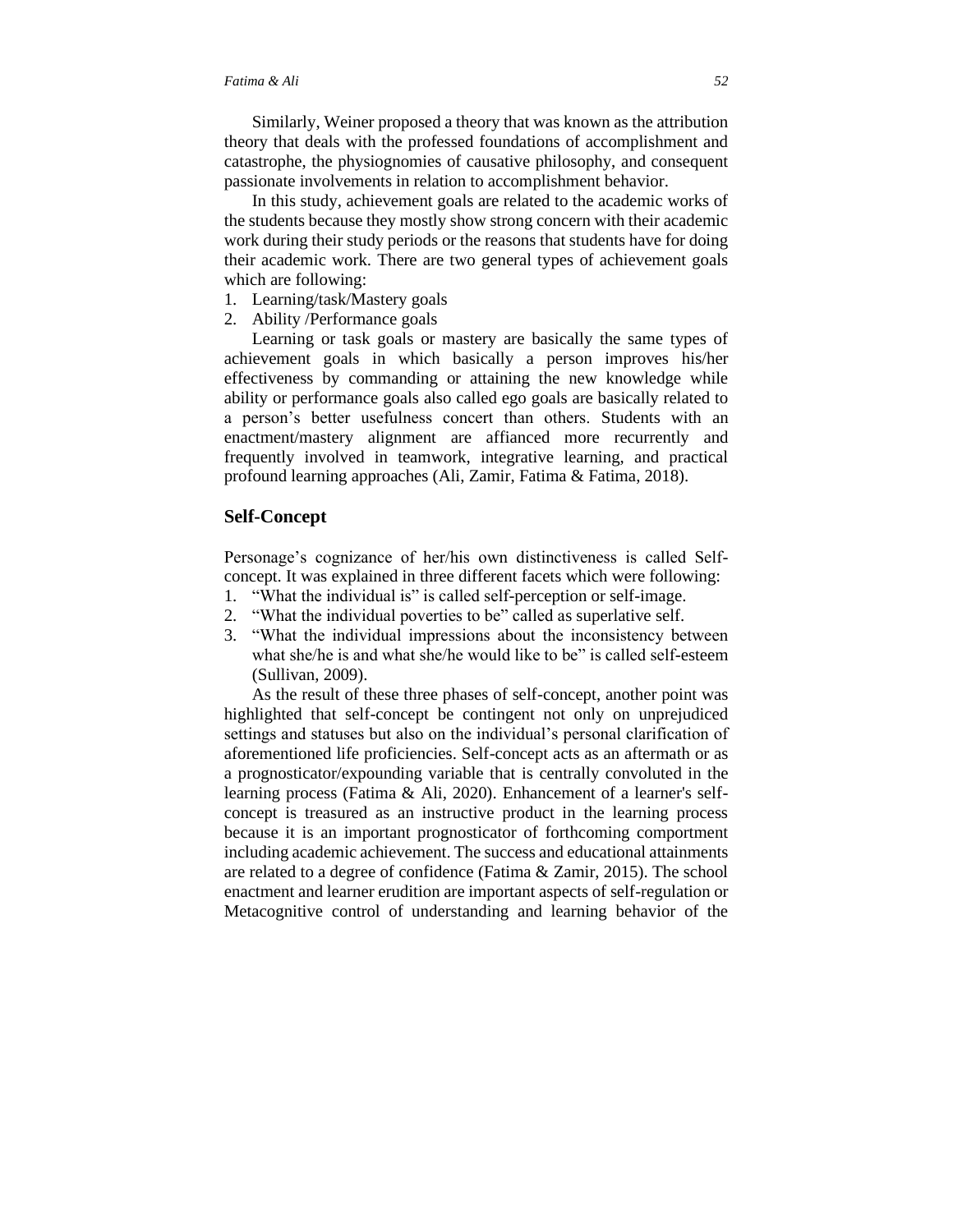Similarly, Weiner proposed a theory that was known as the attribution theory that deals with the professed foundations of accomplishment and catastrophe, the physiognomies of causative philosophy, and consequent passionate involvements in relation to accomplishment behavior.

In this study, achievement goals are related to the academic works of the students because they mostly show strong concern with their academic work during their study periods or the reasons that students have for doing their academic work. There are two general types of achievement goals which are following:

1. Learning/task/Mastery goals
2. Ability /Performance goals

Learning or task goals or mastery are basically the same types of achievement goals in which basically a person improves his/her effectiveness by commanding or attaining the new knowledge while ability or performance goals also called ego goals are basically related to a person's better usefulness concert than others. Students with an enactment/mastery alignment are affianced more recurrently and frequently involved in teamwork, integrative learning, and practical profound learning approaches (Ali, Zamir, Fatima & Fatima, 2018).

## Self-Concept

Personage's cognizance of her/his own distinctiveness is called Self-concept. It was explained in three different facets which were following:

1. "What the individual is" is called self-perception or self-image.
2. "What the individual poverties to be" called as superlative self.
3. "What the individual impressions about the inconsistency between what she/he is and what she/he would like to be" is called self-esteem (Sullivan, 2009).

As the result of these three phases of self-concept, another point was highlighted that self-concept be contingent not only on unprejudiced settings and statuses but also on the individual's personal clarification of aforementioned life proficiencies. Self-concept acts as an aftermath or as a prognosticator/expounding variable that is centrally convoluted in the learning process (Fatima & Ali, 2020). Enhancement of a learner's self-concept is treasured as an instructive product in the learning process because it is an important prognosticator of forthcoming comportment including academic achievement. The success and educational attainments are related to a degree of confidence (Fatima & Zamir, 2015). The school enactment and learner erudition are important aspects of self-regulation or Metacognitive control of understanding and learning behavior of the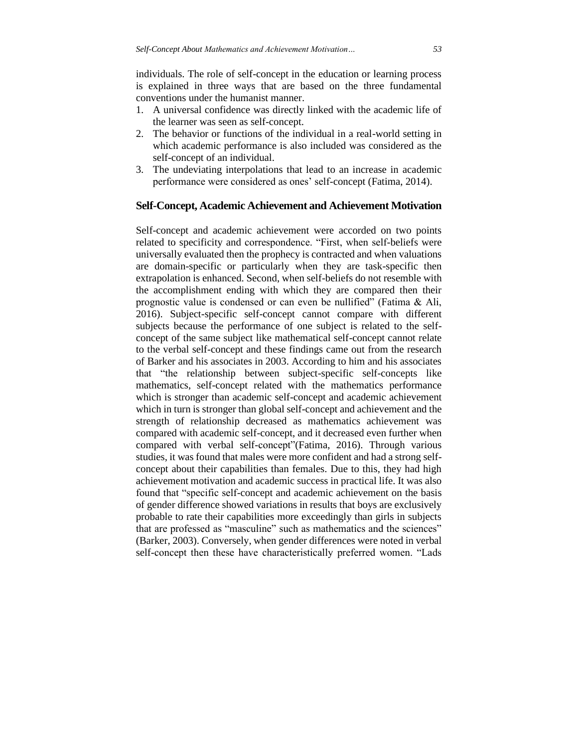individuals. The role of self-concept in the education or learning process is explained in three ways that are based on the three fundamental conventions under the humanist manner.

1. A universal confidence was directly linked with the academic life of the learner was seen as self-concept.
2. The behavior or functions of the individual in a real-world setting in which academic performance is also included was considered as the self-concept of an individual.
3. The undeviating interpolations that lead to an increase in academic performance were considered as ones' self-concept (Fatima, 2014).

## Self-Concept, Academic Achievement and Achievement Motivation

Self-concept and academic achievement were accorded on two points related to specificity and correspondence. "First, when self-beliefs were universally evaluated then the prophecy is contracted and when valuations are domain-specific or particularly when they are task-specific then extrapolation is enhanced. Second, when self-beliefs do not resemble with the accomplishment ending with which they are compared then their prognostic value is condensed or can even be nullified" (Fatima & Ali, 2016). Subject-specific self-concept cannot compare with different subjects because the performance of one subject is related to the self-concept of the same subject like mathematical self-concept cannot relate to the verbal self-concept and these findings came out from the research of Barker and his associates in 2003. According to him and his associates that "the relationship between subject-specific self-concepts like mathematics, self-concept related with the mathematics performance which is stronger than academic self-concept and academic achievement which in turn is stronger than global self-concept and achievement and the strength of relationship decreased as mathematics achievement was compared with academic self-concept, and it decreased even further when compared with verbal self-concept"(Fatima, 2016). Through various studies, it was found that males were more confident and had a strong self-concept about their capabilities than females. Due to this, they had high achievement motivation and academic success in practical life. It was also found that "specific self-concept and academic achievement on the basis of gender difference showed variations in results that boys are exclusively probable to rate their capabilities more exceedingly than girls in subjects that are professed as "masculine" such as mathematics and the sciences" (Barker, 2003). Conversely, when gender differences were noted in verbal self-concept then these have characteristically preferred women. "Lads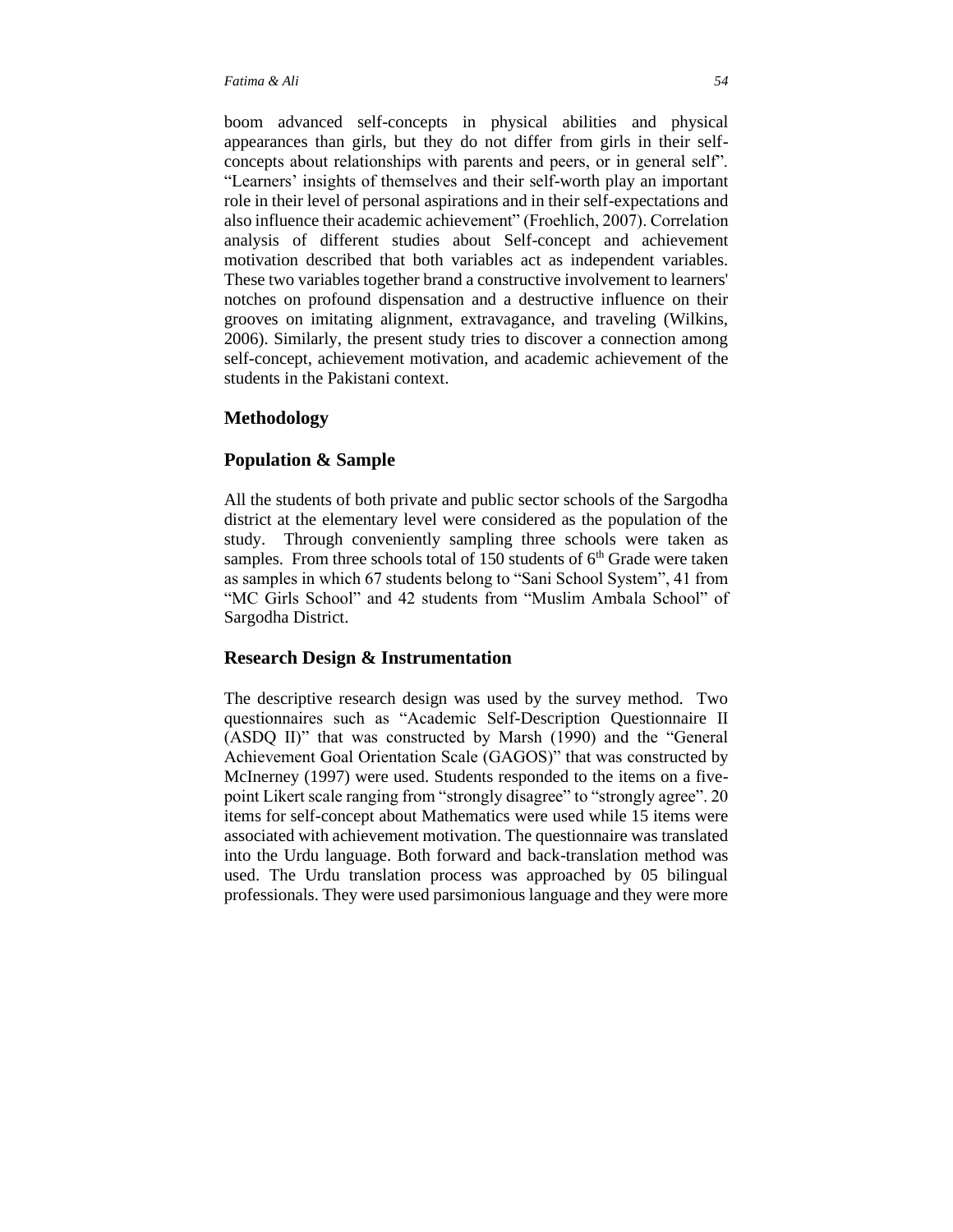boom advanced self-concepts in physical abilities and physical appearances than girls, but they do not differ from girls in their self-concepts about relationships with parents and peers, or in general self". "Learners' insights of themselves and their self-worth play an important role in their level of personal aspirations and in their self-expectations and also influence their academic achievement" (Froehlich, 2007). Correlation analysis of different studies about Self-concept and achievement motivation described that both variables act as independent variables. These two variables together brand a constructive involvement to learners' notches on profound dispensation and a destructive influence on their grooves on imitating alignment, extravagance, and traveling (Wilkins, 2006). Similarly, the present study tries to discover a connection among self-concept, achievement motivation, and academic achievement of the students in the Pakistani context.

## Methodology

## Population & Sample

All the students of both private and public sector schools of the Sargodha district at the elementary level were considered as the population of the study. Through conveniently sampling three schools were taken as samples. From three schools total of 150 students of 6th Grade were taken as samples in which 67 students belong to "Sani School System", 41 from "MC Girls School" and 42 students from "Muslim Ambala School" of Sargodha District.

## Research Design & Instrumentation

The descriptive research design was used by the survey method. Two questionnaires such as "Academic Self-Description Questionnaire II (ASDQ II)" that was constructed by Marsh (1990) and the "General Achievement Goal Orientation Scale (GAGOS)" that was constructed by McInerney (1997) were used. Students responded to the items on a five-point Likert scale ranging from "strongly disagree" to "strongly agree". 20 items for self-concept about Mathematics were used while 15 items were associated with achievement motivation. The questionnaire was translated into the Urdu language. Both forward and back-translation method was used. The Urdu translation process was approached by 05 bilingual professionals. They were used parsimonious language and they were more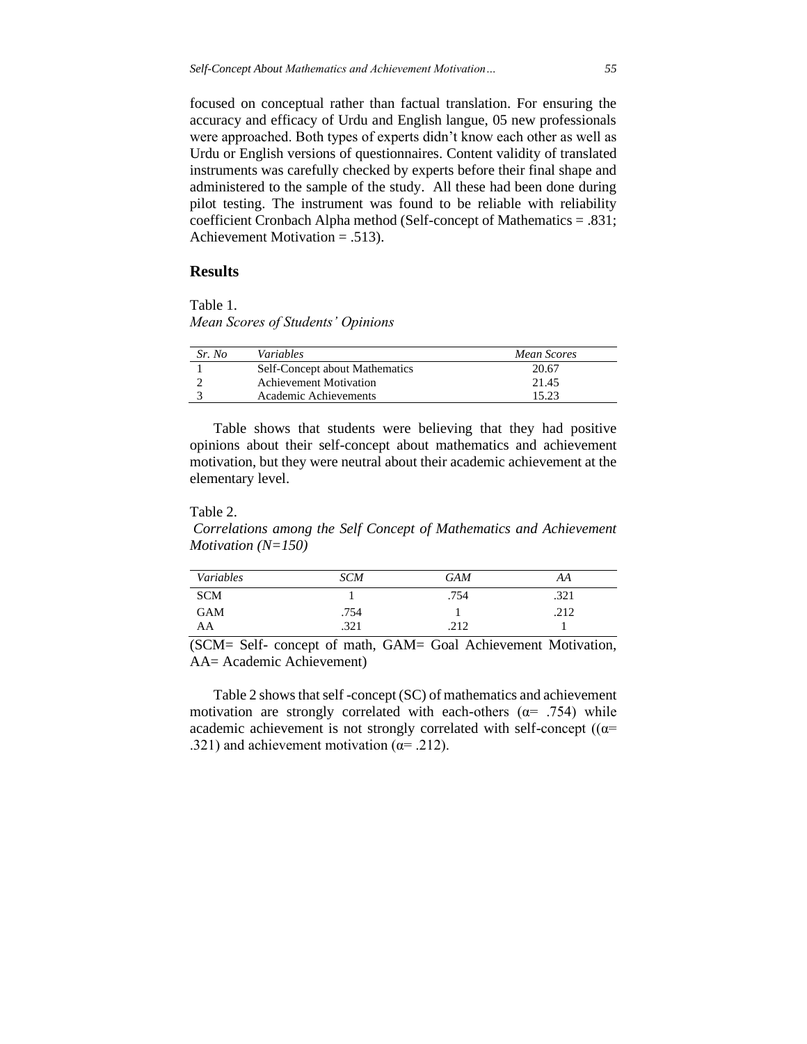focused on conceptual rather than factual translation. For ensuring the accuracy and efficacy of Urdu and English langue, 05 new professionals were approached. Both types of experts didn't know each other as well as Urdu or English versions of questionnaires. Content validity of translated instruments was carefully checked by experts before their final shape and administered to the sample of the study. All these had been done during pilot testing. The instrument was found to be reliable with reliability coefficient Cronbach Alpha method (Self-concept of Mathematics = .831; Achievement Motivation = .513).

## Results

Table 1.
*Mean Scores of Students' Opinions*

| *Sr. No* | *Variables* | *Mean Scores* |
|---|---|---|
| 1 | Self-Concept about Mathematics | 20.67 |
| 2 | Achievement Motivation | 21.45 |
| 3 | Academic Achievements | 15.23 |

Table shows that students were believing that they had positive opinions about their self-concept about mathematics and achievement motivation, but they were neutral about their academic achievement at the elementary level.

Table 2.
*Correlations among the Self Concept of Mathematics and Achievement Motivation (N=150)*

| *Variables* | *SCM* | *GAM* | *AA* |
|---|---|---|---|
| SCM | 1 | .754 | .321 |
| GAM | .754 | 1 | .212 |
| AA | .321 | .212 | 1 |

(SCM= Self- concept of math, GAM= Goal Achievement Motivation, AA= Academic Achievement)

Table 2 shows that self -concept (SC) of mathematics and achievement motivation are strongly correlated with each-others ($\alpha$= .754) while academic achievement is not strongly correlated with self-concept (($\alpha$= .321) and achievement motivation ($\alpha$= .212).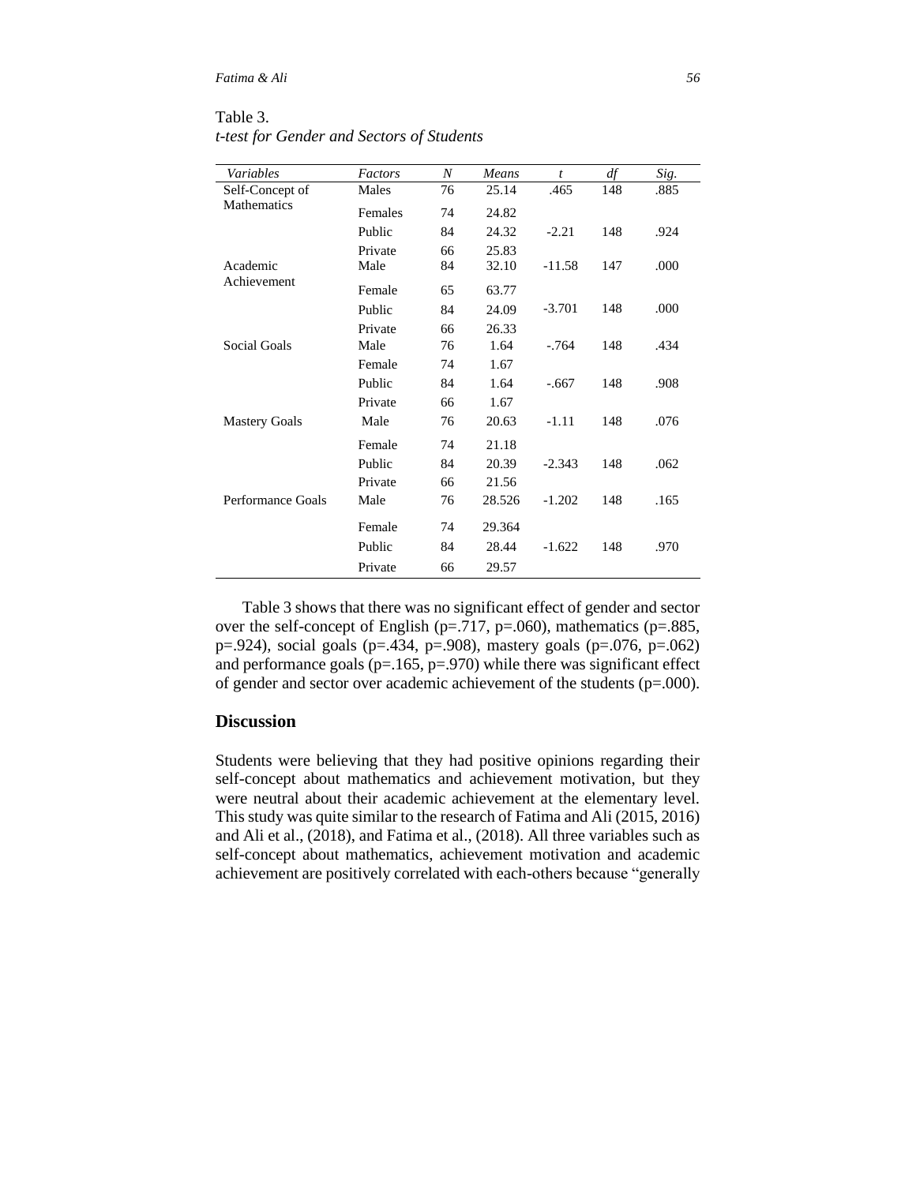Table 3.
*t-test for Gender and Sectors of Students*

| *Variables* | *Factors* | *N* | *Means* | *t* | *df* | *Sig.* |
|---|---|---|---|---|---|---|
| Self-Concept of Mathematics | Males | 76 | 25.14 | .465 | 148 | .885 |
| | Females | 74 | 24.82 | | | |
| | Public | 84 | 24.32 | -2.21 | 148 | .924 |
| | Private | 66 | 25.83 | | | |
| Academic Achievement | Male | 84 | 32.10 | -11.58 | 147 | .000 |
| | Female | 65 | 63.77 | | | |
| | Public | 84 | 24.09 | -3.701 | 148 | .000 |
| | Private | 66 | 26.33 | | | |
| Social Goals | Male | 76 | 1.64 | -.764 | 148 | .434 |
| | Female | 74 | 1.67 | | | |
| | Public | 84 | 1.64 | -.667 | 148 | .908 |
| | Private | 66 | 1.67 | | | |
| Mastery Goals | Male | 76 | 20.63 | -1.11 | 148 | .076 |
| | Female | 74 | 21.18 | | | |
| | Public | 84 | 20.39 | -2.343 | 148 | .062 |
| | Private | 66 | 21.56 | | | |
| Performance Goals | Male | 76 | 28.526 | -1.202 | 148 | .165 |
| | Female | 74 | 29.364 | | | |
| | Public | 84 | 28.44 | -1.622 | 148 | .970 |
| | Private | 66 | 29.57 | | | |

Table 3 shows that there was no significant effect of gender and sector over the self-concept of English ($p=.717$, $p=.060$), mathematics ($p=.885$, $p=.924$), social goals ($p=.434$, $p=.908$), mastery goals ($p=.076$, $p=.062$) and performance goals ($p=.165$, $p=.970$) while there was significant effect of gender and sector over academic achievement of the students ($p=.000$).

## Discussion

Students were believing that they had positive opinions regarding their self-concept about mathematics and achievement motivation, but they were neutral about their academic achievement at the elementary level. This study was quite similar to the research of Fatima and Ali (2015, 2016) and Ali et al., (2018), and Fatima et al., (2018). All three variables such as self-concept about mathematics, achievement motivation and academic achievement are positively correlated with each-others because "generally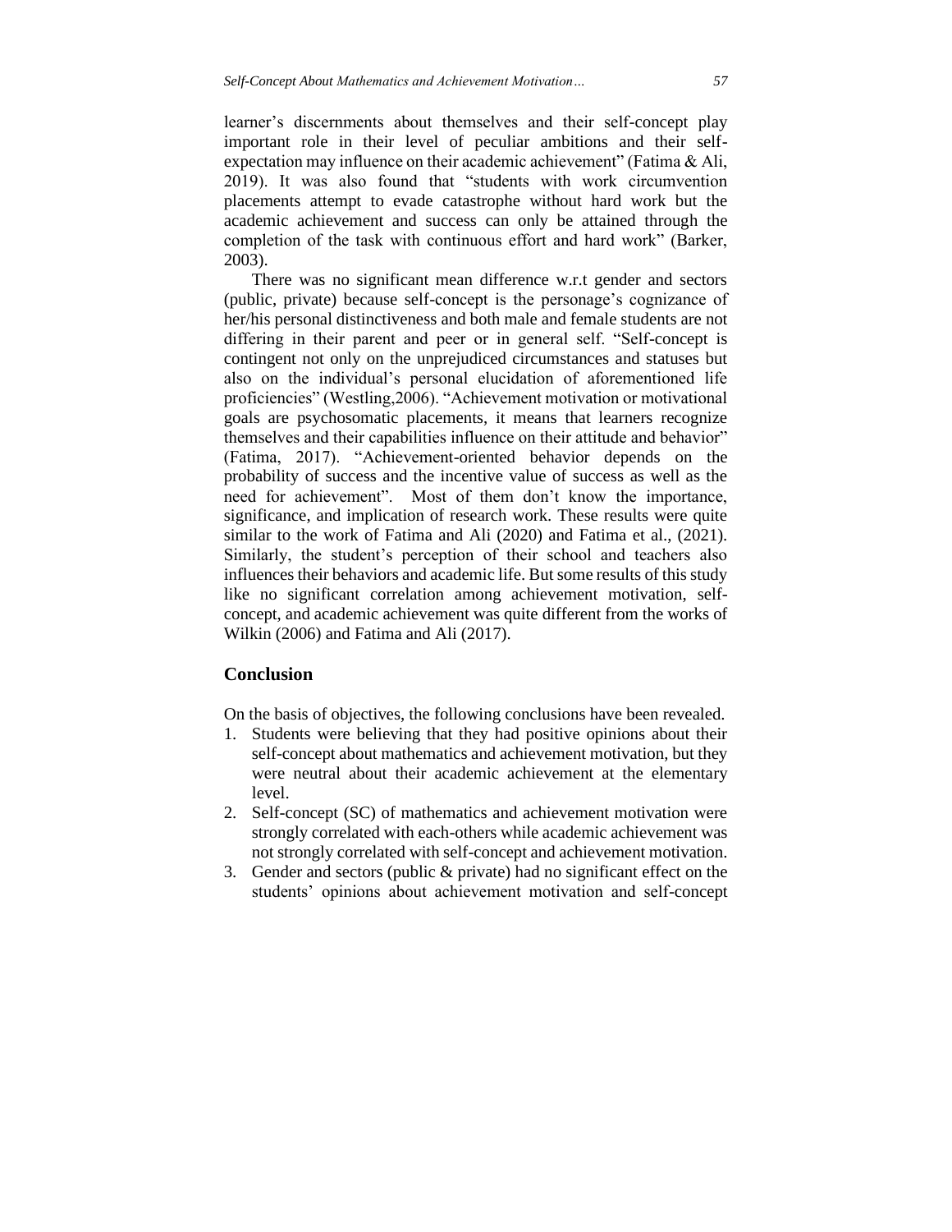learner's discernments about themselves and their self-concept play important role in their level of peculiar ambitions and their self-expectation may influence on their academic achievement" (Fatima & Ali, 2019). It was also found that "students with work circumvention placements attempt to evade catastrophe without hard work but the academic achievement and success can only be attained through the completion of the task with continuous effort and hard work" (Barker, 2003).

There was no significant mean difference w.r.t gender and sectors (public, private) because self-concept is the personage's cognizance of her/his personal distinctiveness and both male and female students are not differing in their parent and peer or in general self. "Self-concept is contingent not only on the unprejudiced circumstances and statuses but also on the individual's personal elucidation of aforementioned life proficiencies" (Westling,2006). "Achievement motivation or motivational goals are psychosomatic placements, it means that learners recognize themselves and their capabilities influence on their attitude and behavior" (Fatima, 2017). "Achievement-oriented behavior depends on the probability of success and the incentive value of success as well as the need for achievement". Most of them don't know the importance, significance, and implication of research work. These results were quite similar to the work of Fatima and Ali (2020) and Fatima et al., (2021). Similarly, the student's perception of their school and teachers also influences their behaviors and academic life. But some results of this study like no significant correlation among achievement motivation, self-concept, and academic achievement was quite different from the works of Wilkin (2006) and Fatima and Ali (2017).

## Conclusion

On the basis of objectives, the following conclusions have been revealed.

1. Students were believing that they had positive opinions about their self-concept about mathematics and achievement motivation, but they were neutral about their academic achievement at the elementary level.
2. Self-concept (SC) of mathematics and achievement motivation were strongly correlated with each-others while academic achievement was not strongly correlated with self-concept and achievement motivation.
3. Gender and sectors (public & private) had no significant effect on the students' opinions about achievement motivation and self-concept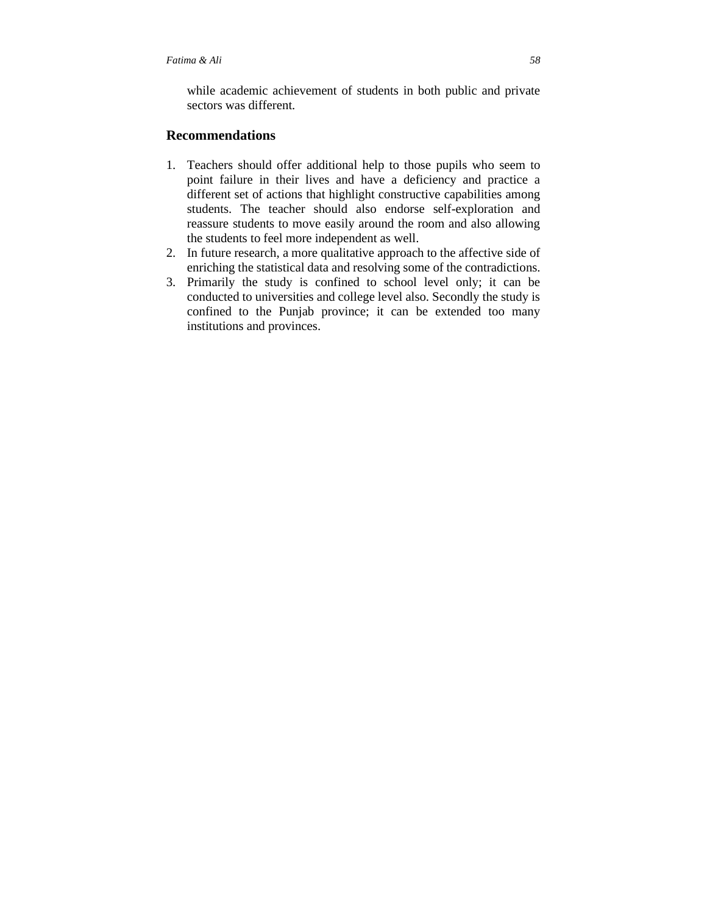while academic achievement of students in both public and private sectors was different.

## Recommendations

1. Teachers should offer additional help to those pupils who seem to point failure in their lives and have a deficiency and practice a different set of actions that highlight constructive capabilities among students. The teacher should also endorse self-exploration and reassure students to move easily around the room and also allowing the students to feel more independent as well.
2. In future research, a more qualitative approach to the affective side of enriching the statistical data and resolving some of the contradictions.
3. Primarily the study is confined to school level only; it can be conducted to universities and college level also. Secondly the study is confined to the Punjab province; it can be extended too many institutions and provinces.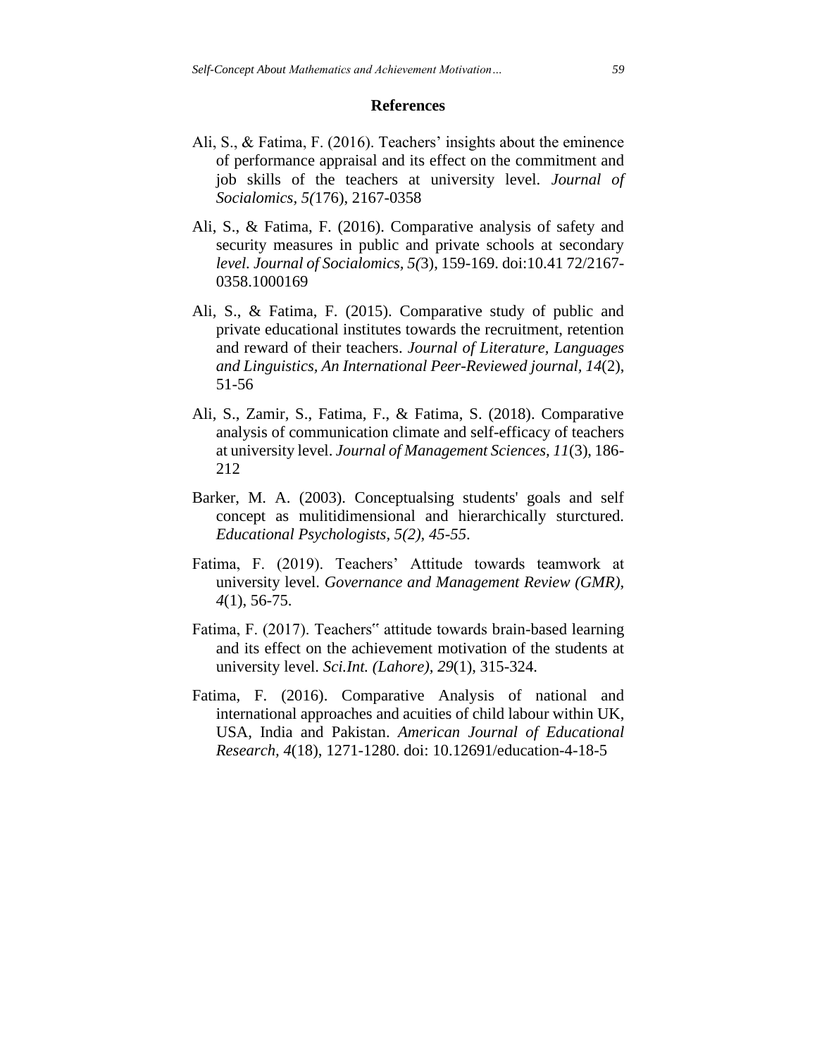## References

Ali, S., & Fatima, F. (2016). Teachers' insights about the eminence of performance appraisal and its effect on the commitment and job skills of the teachers at university level. *Journal of Socialomics*, *5(*176), 2167-0358

Ali, S., & Fatima, F. (2016). Comparative analysis of safety and security measures in public and private schools at secondary *level. Journal of Socialomics, 5(*3), 159-169. doi:10.41 72/2167-0358.1000169

Ali, S., & Fatima, F. (2015). Comparative study of public and private educational institutes towards the recruitment, retention and reward of their teachers. *Journal of Literature, Languages and Linguistics, An International Peer-Reviewed journal*, *14*(2), 51-56

Ali, S., Zamir, S., Fatima, F., & Fatima, S. (2018). Comparative analysis of communication climate and self-efficacy of teachers at university level. *Journal of Management Sciences, 11*(3), 186-212

Barker, M. A. (2003). Conceptualsing students' goals and self concept as mulitidimensional and hierarchically sturctured. *Educational Psychologists*, *5(2), 45-55*.

Fatima, F. (2019). Teachers' Attitude towards teamwork at university level. *Governance and Management Review (GMR), 4*(1), 56-75.

Fatima, F. (2017). Teachers" attitude towards brain-based learning and its effect on the achievement motivation of the students at university level. *Sci.Int. (Lahore), 29*(1), 315-324.

Fatima, F. (2016). Comparative Analysis of national and international approaches and acuities of child labour within UK, USA, India and Pakistan. *American Journal of Educational Research, 4*(18), 1271-1280. doi: 10.12691/education-4-18-5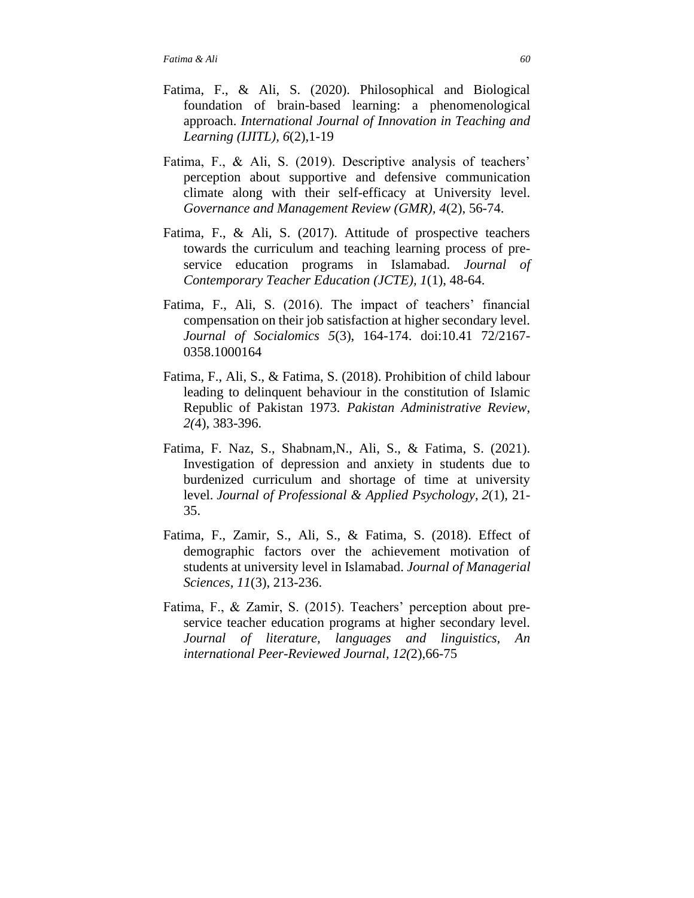Fatima, F., & Ali, S. (2020). Philosophical and Biological foundation of brain-based learning: a phenomenological approach. *International Journal of Innovation in Teaching and Learning (IJITL)*, *6*(2),1-19

Fatima, F., & Ali, S. (2019). Descriptive analysis of teachers' perception about supportive and defensive communication climate along with their self-efficacy at University level. *Governance and Management Review (GMR)*, *4*(2), 56-74.

Fatima, F., & Ali, S. (2017). Attitude of prospective teachers towards the curriculum and teaching learning process of pre-service education programs in Islamabad. *Journal of Contemporary Teacher Education (JCTE)*, *1*(1), 48-64.

Fatima, F., Ali, S. (2016). The impact of teachers' financial compensation on their job satisfaction at higher secondary level. *Journal of Socialomics 5*(3), 164-174. doi:10.41 72/2167-0358.1000164

Fatima, F., Ali, S., & Fatima, S. (2018). Prohibition of child labour leading to delinquent behaviour in the constitution of Islamic Republic of Pakistan 1973. *Pakistan Administrative Review*, *2(*4), 383-396.

Fatima, F. Naz, S., Shabnam,N., Ali, S., & Fatima, S. (2021). Investigation of depression and anxiety in students due to burdenized curriculum and shortage of time at university level. *Journal of Professional & Applied Psychology*, *2*(1), 21-35.

Fatima, F., Zamir, S., Ali, S., & Fatima, S. (2018). Effect of demographic factors over the achievement motivation of students at university level in Islamabad. *Journal of Managerial Sciences, 11*(3), 213-236.

Fatima, F., & Zamir, S. (2015). Teachers' perception about pre-service teacher education programs at higher secondary level. *Journal of literature, languages and linguistics, An international Peer-Reviewed Journal, 12(*2),66-75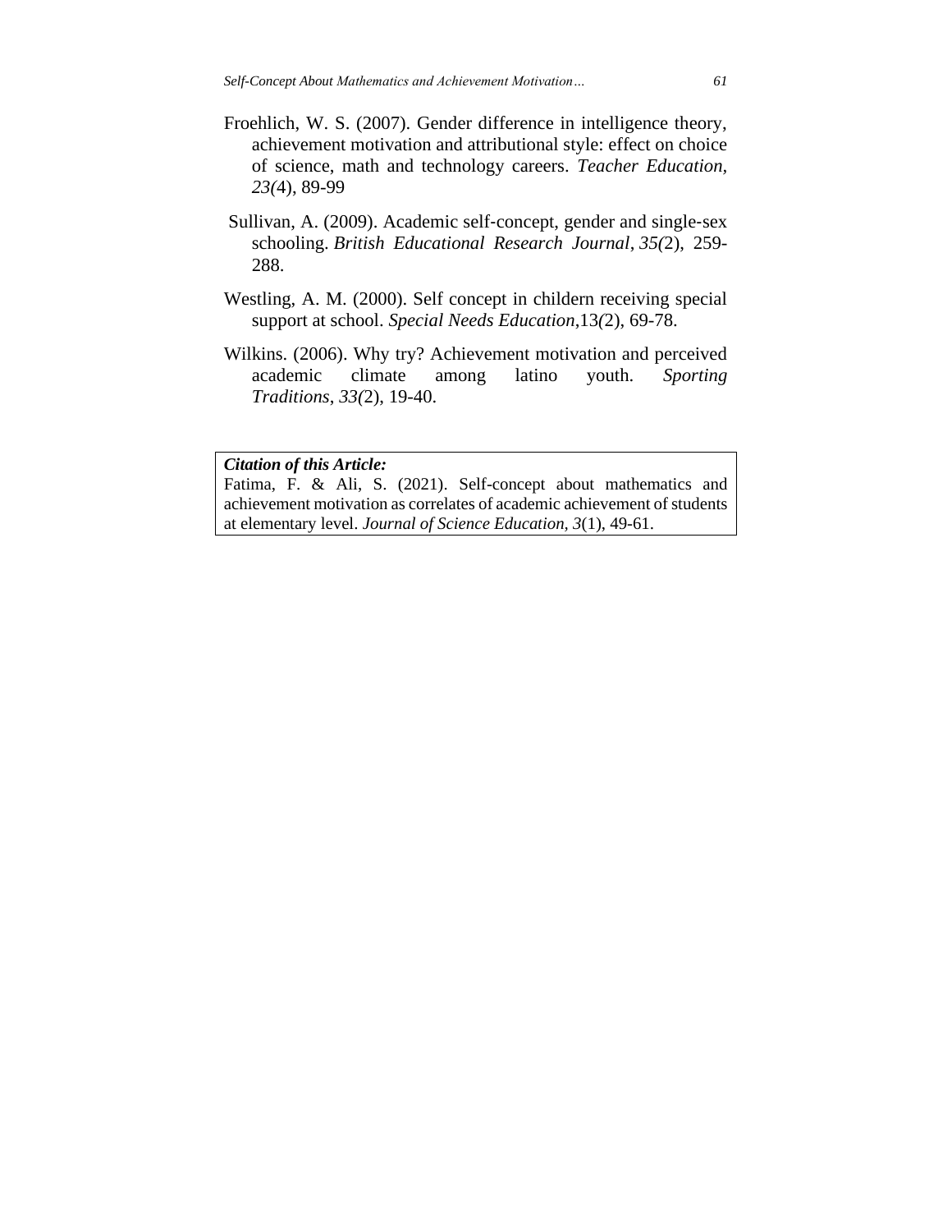Froehlich, W. S. (2007). Gender difference in intelligence theory, achievement motivation and attributional style: effect on choice of science, math and technology careers. *Teacher Education, 23(*4), 89-99

Sullivan, A. (2009). Academic self‐concept, gender and single‐sex schooling. *British Educational Research Journal*, *35(*2), 259-288.

Westling, A. M. (2000). Self concept in childern receiving special support at school. *Special Needs Education*,13*(*2), 69-78.

Wilkins. (2006). Why try? Achievement motivation and perceived academic climate among latino youth. *Sporting Traditions*, *33(*2), 19-40.

***Citation of this Article:***
Fatima, F. & Ali, S. (2021). Self-concept about mathematics and achievement motivation as correlates of academic achievement of students at elementary level. *Journal of Science Education, 3*(1), 49-61.